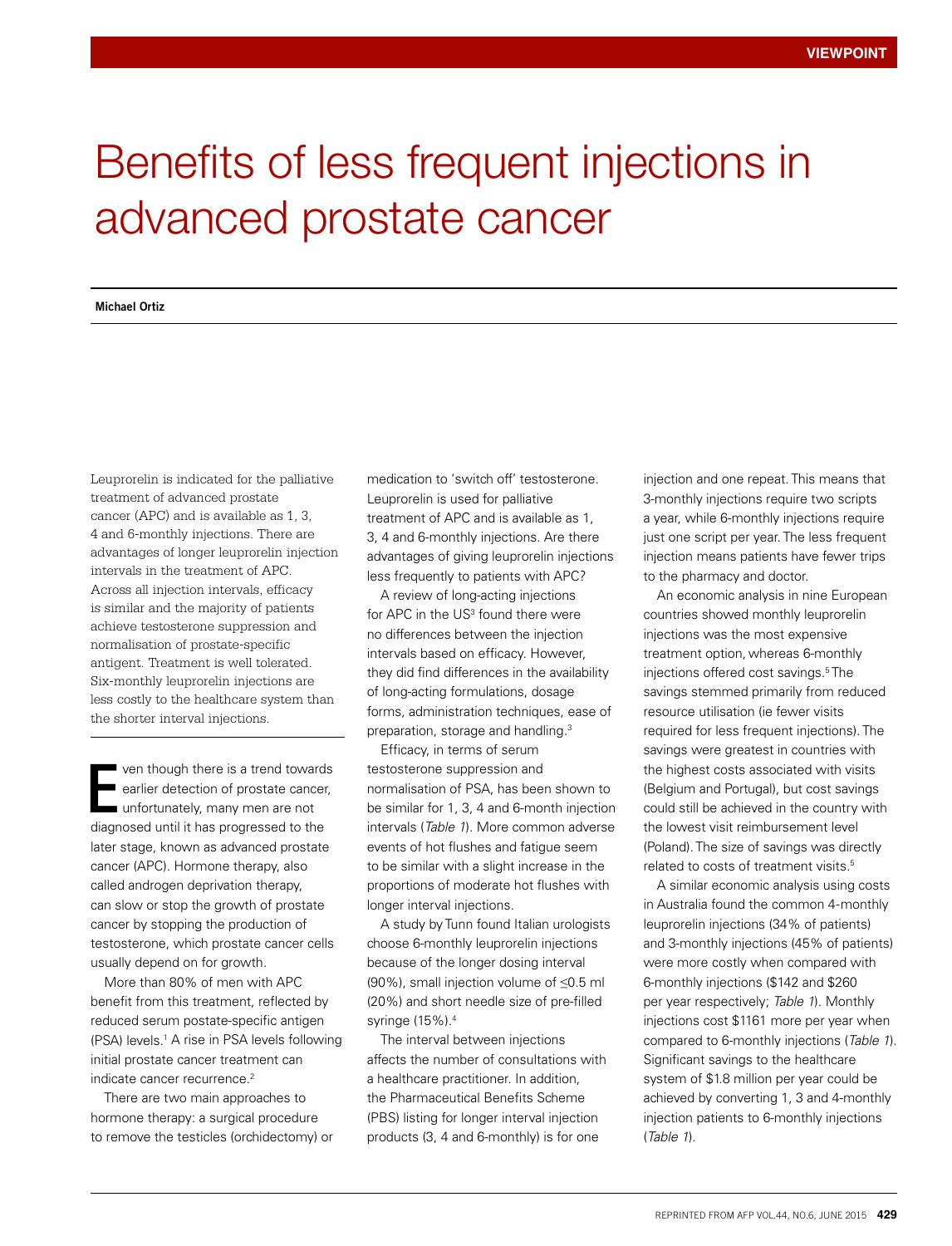VIEWPOINT

# Benefits of less frequent injections in advanced prostate cancer

**Michael Ortiz**

Leuprorelin is indicated for the palliative treatment of advanced prostate cancer (APC) and is available as 1, 3, 4 and 6-monthly injections. There are advantages of longer leuprorelin injection intervals in the treatment of APC. Across all injection intervals, efficacy is similar and the majority of patients achieve testosterone suppression and normalisation of prostate-specific antigent. Treatment is well tolerated. Six-monthly leuprorelin injections are less costly to the healthcare system than the shorter interval injections.

Even though there is a trend towards earlier detection of prostate cancer, unfortunately, many men are not diagnosed until it has progressed to the later stage, known as advanced prostate cancer (APC). Hormone therapy, also called androgen deprivation therapy, can slow or stop the growth of prostate cancer by stopping the production of testosterone, which prostate cancer cells usually depend on for growth.

More than 80% of men with APC benefit from this treatment, reflected by reduced serum postate-specific antigen (PSA) levels.[1] A rise in PSA levels following initial prostate cancer treatment can indicate cancer recurrence.[2]

There are two main approaches to hormone therapy: a surgical procedure to remove the testicles (orchidectomy) or medication to 'switch off' testosterone. Leuprorelin is used for palliative treatment of APC and is available as 1, 3, 4 and 6-monthly injections. Are there advantages of giving leuprorelin injections less frequently to patients with APC?

A review of long-acting injections for APC in the US[3] found there were no differences between the injection intervals based on efficacy. However, they did find differences in the availability of long-acting formulations, dosage forms, administration techniques, ease of preparation, storage and handling.[3]

Efficacy, in terms of serum testosterone suppression and normalisation of PSA, has been shown to be similar for 1, 3, 4 and 6-month injection intervals (*Table 1*). More common adverse events of hot flushes and fatigue seem to be similar with a slight increase in the proportions of moderate hot flushes with longer interval injections.

A study by Tunn found Italian urologists choose 6-monthly leuprorelin injections because of the longer dosing interval (90%), small injection volume of ≤0.5 ml (20%) and short needle size of pre-filled syringe (15%).[4]

The interval between injections affects the number of consultations with a healthcare practitioner. In addition, the Pharmaceutical Benefits Scheme (PBS) listing for longer interval injection products (3, 4 and 6-monthly) is for one injection and one repeat. This means that 3-monthly injections require two scripts a year, while 6-monthly injections require just one script per year. The less frequent injection means patients have fewer trips to the pharmacy and doctor.

An economic analysis in nine European countries showed monthly leuprorelin injections was the most expensive treatment option, whereas 6-monthly injections offered cost savings.[5] The savings stemmed primarily from reduced resource utilisation (ie fewer visits required for less frequent injections). The savings were greatest in countries with the highest costs associated with visits (Belgium and Portugal), but cost savings could still be achieved in the country with the lowest visit reimbursement level (Poland). The size of savings was directly related to costs of treatment visits.[5]

A similar economic analysis using costs in Australia found the common 4-monthly leuprorelin injections (34% of patients) and 3-monthly injections (45% of patients) were more costly when compared with 6-monthly injections ($142 and $260 per year respectively; *Table 1*). Monthly injections cost $1161 more per year when compared to 6-monthly injections (*Table 1*). Significant savings to the healthcare system of $1.8 million per year could be achieved by converting 1, 3 and 4-monthly injection patients to 6-monthly injections (*Table 1*).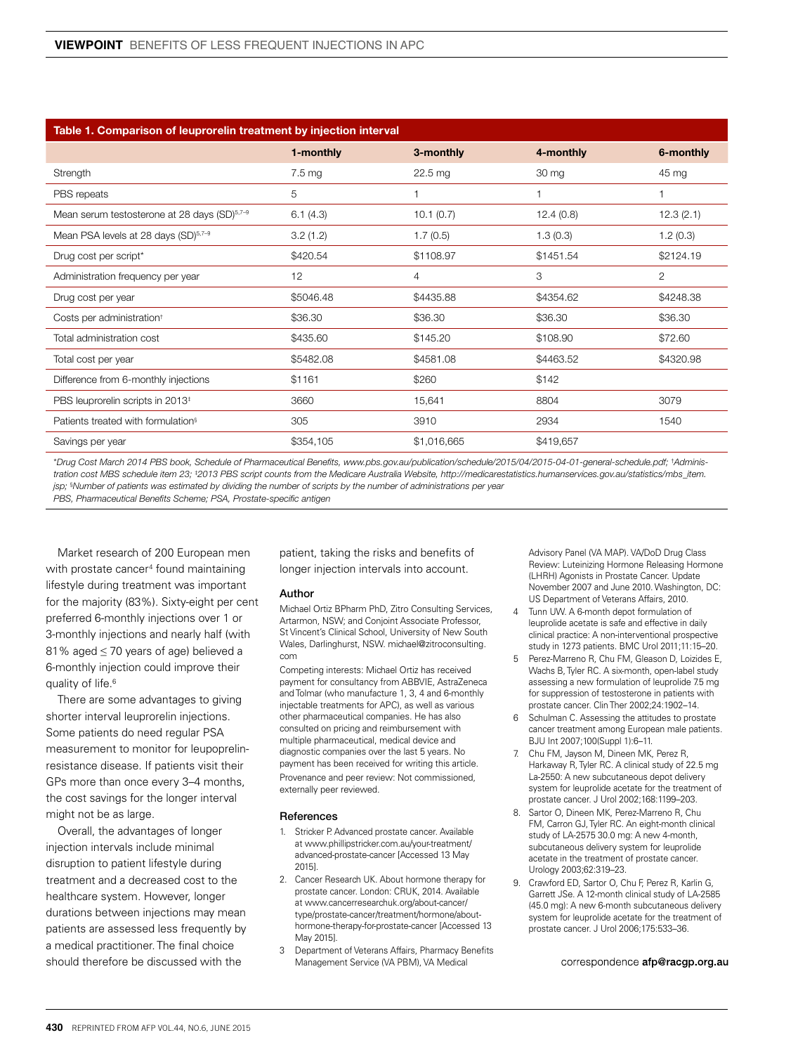**Table 1. Comparison of leuprorelin treatment by injection interval**

| | 1-monthly | 3-monthly | 4-monthly | 6-monthly |
|---|---|---|---|---|
| Strength | 7.5 mg | 22.5 mg | 30 mg | 45 mg |
| PBS repeats | 5 | 1 | 1 | 1 |
| Mean serum testosterone at 28 days (SD)[5,7–9] | 6.1 (4.3) | 10.1 (0.7) | 12.4 (0.8) | 12.3 (2.1) |
| Mean PSA levels at 28 days (SD)[5,7–9] | 3.2 (1.2) | 1.7 (0.5) | 1.3 (0.3) | 1.2 (0.3) |
| Drug cost per script* | $420.54 | $1108.97 | $1451.54 | $2124.19 |
| Administration frequency per year | 12 | 4 | 3 | 2 |
| Drug cost per year | $5046.48 | $4435.88 | $4354.62 | $4248.38 |
| Costs per administration† | $36.30 | $36.30 | $36.30 | $36.30 |
| Total administration cost | $435.60 | $145.20 | $108.90 | $72.60 |
| Total cost per year | $5482.08 | $4581.08 | $4463.52 | $4320.98 |
| Difference from 6-monthly injections | $1161 | $260 | $142 | |
| PBS leuprorelin scripts in 2013‡ | 3660 | 15,641 | 8804 | 3079 |
| Patients treated with formulation§ | 305 | 3910 | 2934 | 1540 |
| Savings per year | $354,105 | $1,016,665 | $419,657 | |

*\*Drug Cost March 2014 PBS book, Schedule of Pharmaceutical Benefits, www.pbs.gov.au/publication/schedule/2015/04/2015-04-01-general-schedule.pdf; †Administration cost MBS schedule item 23; ‡2013 PBS script counts from the Medicare Australia Website, http://medicarestatistics.humanservices.gov.au/statistics/mbs_item.jsp; §Number of patients was estimated by dividing the number of scripts by the number of administrations per year*

*PBS, Pharmaceutical Benefits Scheme; PSA, Prostate-specific antigen*

Market research of 200 European men with prostate cancer[4] found maintaining lifestyle during treatment was important for the majority (83%). Sixty-eight per cent preferred 6-monthly injections over 1 or 3-monthly injections and nearly half (with 81% aged ≤ 70 years of age) believed a 6-monthly injection could improve their quality of life.[6]

There are some advantages to giving shorter interval leuprorelin injections. Some patients do need regular PSA measurement to monitor for leupoprelin-resistance disease. If patients visit their GPs more than once every 3–4 months, the cost savings for the longer interval might not be as large.

Overall, the advantages of longer injection intervals include minimal disruption to patient lifestyle during treatment and a decreased cost to the healthcare system. However, longer durations between injections may mean patients are assessed less frequently by a medical practitioner. The final choice should therefore be discussed with the patient, taking the risks and benefits of longer injection intervals into account.

### Author

Michael Ortiz BPharm PhD, Zitro Consulting Services, Artarmon, NSW; and Conjoint Associate Professor, St Vincent's Clinical School, University of New South Wales, Darlinghurst, NSW. michael@zitroconsulting.com

Competing interests: Michael Ortiz has received payment for consultancy from ABBVIE, AstraZeneca and Tolmar (who manufacture 1, 3, 4 and 6-monthly injectable treatments for APC), as well as various other pharmaceutical companies. He has also consulted on pricing and reimbursement with multiple pharmaceutical, medical device and diagnostic companies over the last 5 years. No payment has been received for writing this article.

Provenance and peer review: Not commissioned, externally peer reviewed.

### References

1. Stricker P. Advanced prostate cancer. Available at www.phillipstricker.com.au/your-treatment/advanced-prostate-cancer [Accessed 13 May 2015].
2. Cancer Research UK. About hormone therapy for prostate cancer. London: CRUK, 2014. Available at www.cancerresearchuk.org/about-cancer/type/prostate-cancer/treatment/hormone/about-hormone-therapy-for-prostate-cancer [Accessed 13 May 2015].
3. Department of Veterans Affairs, Pharmacy Benefits Management Service (VA PBM), VA Medical Advisory Panel (VA MAP). VA/DoD Drug Class Review: Luteinizing Hormone Releasing Hormone (LHRH) Agonists in Prostate Cancer. Update November 2007 and June 2010. Washington, DC: US Department of Veterans Affairs, 2010.
4. Tunn UW. A 6-month depot formulation of leuprolide acetate is safe and effective in daily clinical practice: A non-interventional prospective study in 1273 patients. BMC Urol 2011;11:15–20.
5. Perez-Marreno R, Chu FM, Gleason D, Loizides E, Wachs B, Tyler RC. A six-month, open-label study assessing a new formulation of leuprolide 7.5 mg for suppression of testosterone in patients with prostate cancer. Clin Ther 2002;24:1902–14.
6. Schulman C. Assessing the attitudes to prostate cancer treatment among European male patients. BJU Int 2007;100(Suppl 1):6–11.
7. Chu FM, Jayson M, Dineen MK, Perez R, Harkaway R, Tyler RC. A clinical study of 22.5 mg La-2550: A new subcutaneous depot delivery system for leuprolide acetate for the treatment of prostate cancer. J Urol 2002;168:1199–203.
8. Sartor O, Dineen MK, Perez-Marreno R, Chu FM, Carron GJ, Tyler RC. An eight-month clinical study of LA-2575 30.0 mg: A new 4-month, subcutaneous delivery system for leuprolide acetate in the treatment of prostate cancer. Urology 2003;62:319–23.
9. Crawford ED, Sartor O, Chu F, Perez R, Karlin G, Garrett JSe. A 12-month clinical study of LA-2585 (45.0 mg): A new 6-month subcutaneous delivery system for leuprolide acetate for the treatment of prostate cancer. J Urol 2006;175:533–36.

correspondence **afp@racgp.org.au**